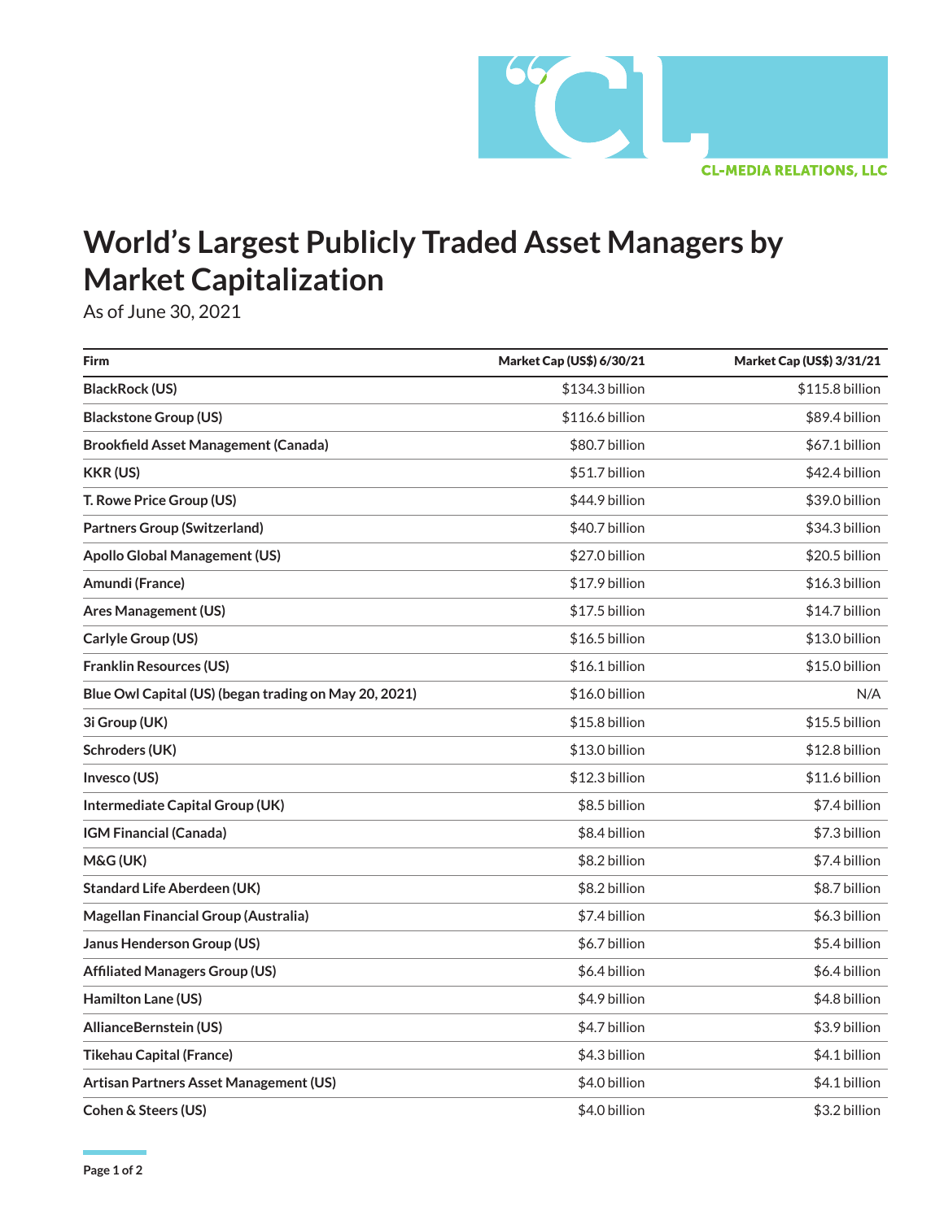CL-MEDIA RELATIONS, LLC

# World's Largest Publicly Traded Asset Managers by Market Capitalization

As of June 30, 2021

| Firm | Market Cap (US$) 6/30/21 | Market Cap (US$) 3/31/21 |
|---|---|---|
| **BlackRock (US)** | $134.3 billion | $115.8 billion |
| **Blackstone Group (US)** | $116.6 billion | $89.4 billion |
| **Brookfield Asset Management (Canada)** | $80.7 billion | $67.1 billion |
| **KKR (US)** | $51.7 billion | $42.4 billion |
| **T. Rowe Price Group (US)** | $44.9 billion | $39.0 billion |
| **Partners Group (Switzerland)** | $40.7 billion | $34.3 billion |
| **Apollo Global Management (US)** | $27.0 billion | $20.5 billion |
| **Amundi (France)** | $17.9 billion | $16.3 billion |
| **Ares Management (US)** | $17.5 billion | $14.7 billion |
| **Carlyle Group (US)** | $16.5 billion | $13.0 billion |
| **Franklin Resources (US)** | $16.1 billion | $15.0 billion |
| **Blue Owl Capital (US) (began trading on May 20, 2021)** | $16.0 billion | N/A |
| **3i Group (UK)** | $15.8 billion | $15.5 billion |
| **Schroders (UK)** | $13.0 billion | $12.8 billion |
| **Invesco (US)** | $12.3 billion | $11.6 billion |
| **Intermediate Capital Group (UK)** | $8.5 billion | $7.4 billion |
| **IGM Financial (Canada)** | $8.4 billion | $7.3 billion |
| **M&G (UK)** | $8.2 billion | $7.4 billion |
| **Standard Life Aberdeen (UK)** | $8.2 billion | $8.7 billion |
| **Magellan Financial Group (Australia)** | $7.4 billion | $6.3 billion |
| **Janus Henderson Group (US)** | $6.7 billion | $5.4 billion |
| **Affiliated Managers Group (US)** | $6.4 billion | $6.4 billion |
| **Hamilton Lane (US)** | $4.9 billion | $4.8 billion |
| **AllianceBernstein (US)** | $4.7 billion | $3.9 billion |
| **Tikehau Capital (France)** | $4.3 billion | $4.1 billion |
| **Artisan Partners Asset Management (US)** | $4.0 billion | $4.1 billion |
| **Cohen & Steers (US)** | $4.0 billion | $3.2 billion |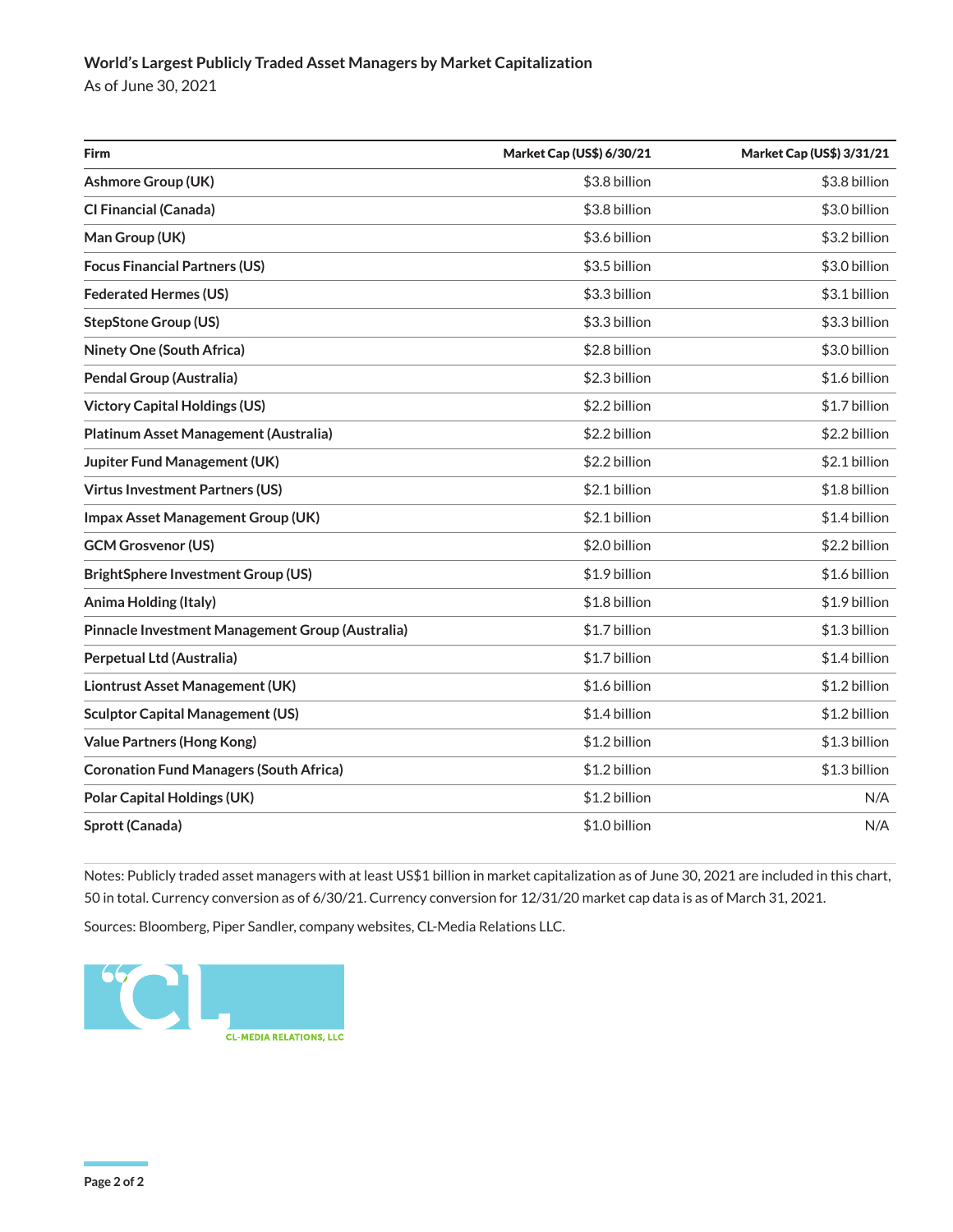**World's Largest Publicly Traded Asset Managers by Market Capitalization**

As of June 30, 2021

| Firm | Market Cap (US$) 6/30/21 | Market Cap (US$) 3/31/21 |
|---|---|---|
| Ashmore Group (UK) | $3.8 billion | $3.8 billion |
| CI Financial (Canada) | $3.8 billion | $3.0 billion |
| Man Group (UK) | $3.6 billion | $3.2 billion |
| Focus Financial Partners (US) | $3.5 billion | $3.0 billion |
| Federated Hermes (US) | $3.3 billion | $3.1 billion |
| StepStone Group (US) | $3.3 billion | $3.3 billion |
| Ninety One (South Africa) | $2.8 billion | $3.0 billion |
| Pendal Group (Australia) | $2.3 billion | $1.6 billion |
| Victory Capital Holdings (US) | $2.2 billion | $1.7 billion |
| Platinum Asset Management (Australia) | $2.2 billion | $2.2 billion |
| Jupiter Fund Management (UK) | $2.2 billion | $2.1 billion |
| Virtus Investment Partners (US) | $2.1 billion | $1.8 billion |
| Impax Asset Management Group (UK) | $2.1 billion | $1.4 billion |
| GCM Grosvenor (US) | $2.0 billion | $2.2 billion |
| BrightSphere Investment Group (US) | $1.9 billion | $1.6 billion |
| Anima Holding (Italy) | $1.8 billion | $1.9 billion |
| Pinnacle Investment Management Group (Australia) | $1.7 billion | $1.3 billion |
| Perpetual Ltd (Australia) | $1.7 billion | $1.4 billion |
| Liontrust Asset Management (UK) | $1.6 billion | $1.2 billion |
| Sculptor Capital Management (US) | $1.4 billion | $1.2 billion |
| Value Partners (Hong Kong) | $1.2 billion | $1.3 billion |
| Coronation Fund Managers (South Africa) | $1.2 billion | $1.3 billion |
| Polar Capital Holdings (UK) | $1.2 billion | N/A |
| Sprott (Canada) | $1.0 billion | N/A |

Notes: Publicly traded asset managers with at least US$1 billion in market capitalization as of June 30, 2021 are included in this chart, 50 in total. Currency conversion as of 6/30/21. Currency conversion for 12/31/20 market cap data is as of March 31, 2021.

Sources: Bloomberg, Piper Sandler, company websites, CL-Media Relations LLC.

CL-MEDIA RELATIONS, LLC